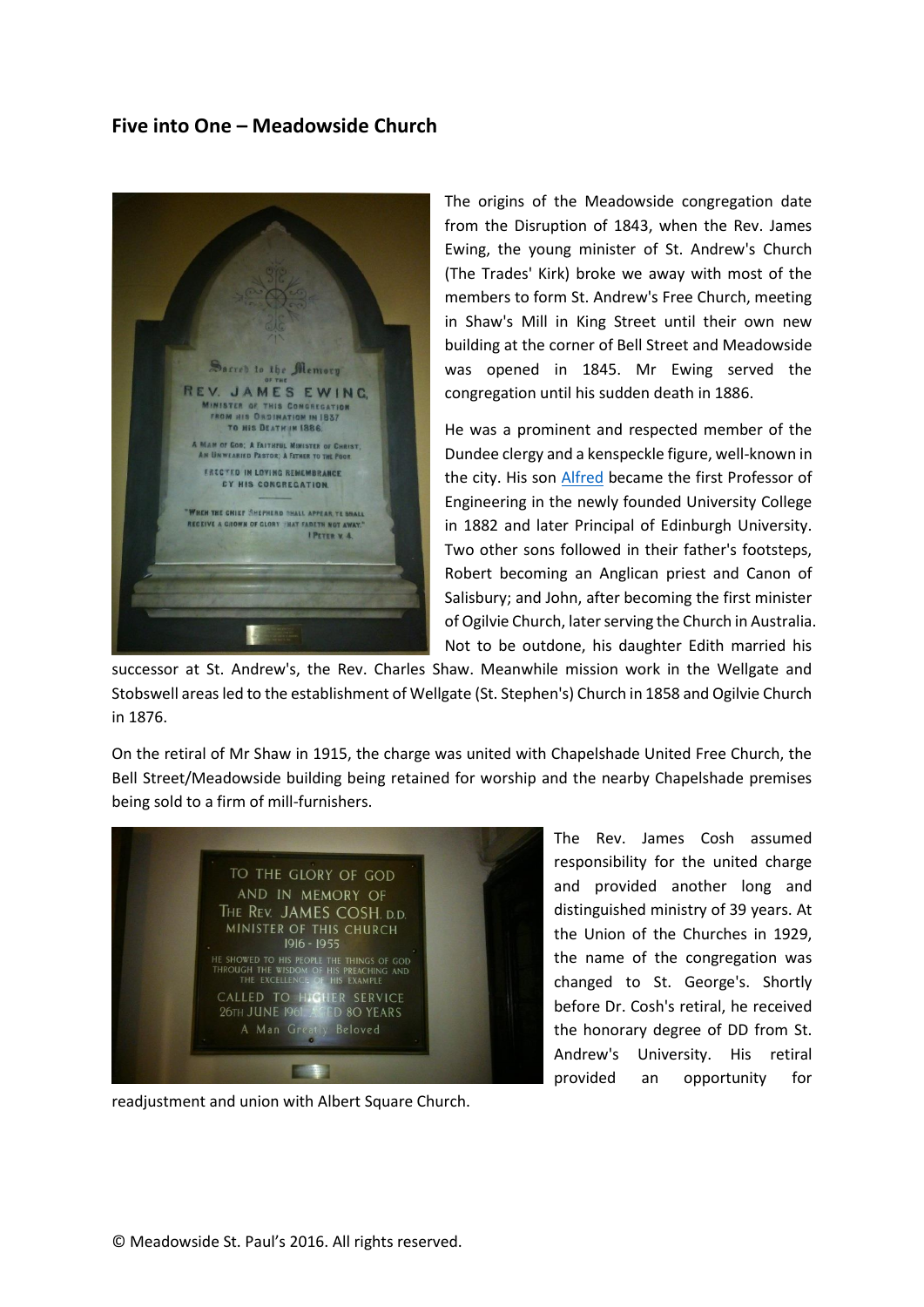## Five into One – Meadowside Church

The origins of the Meadowside congregation date from the Disruption of 1843, when the Rev. James Ewing, the young minister of St. Andrew's Church (The Trades' Kirk) broke we away with most of the members to form St. Andrew's Free Church, meeting in Shaw's Mill in King Street until their own new building at the corner of Bell Street and Meadowside was opened in 1845. Mr Ewing served the congregation until his sudden death in 1886.

He was a prominent and respected member of the Dundee clergy and a kenspeckle figure, well-known in the city. His son Alfred became the first Professor of Engineering in the newly founded University College in 1882 and later Principal of Edinburgh University. Two other sons followed in their father's footsteps, Robert becoming an Anglican priest and Canon of Salisbury; and John, after becoming the first minister of Ogilvie Church, later serving the Church in Australia. Not to be outdone, his daughter Edith married his successor at St. Andrew's, the Rev. Charles Shaw. Meanwhile mission work in the Wellgate and Stobswell areas led to the establishment of Wellgate (St. Stephen's) Church in 1858 and Ogilvie Church in 1876.

On the retiral of Mr Shaw in 1915, the charge was united with Chapelshade United Free Church, the Bell Street/Meadowside building being retained for worship and the nearby Chapelshade premises being sold to a firm of mill-furnishers.

The Rev. James Cosh assumed responsibility for the united charge and provided another long and distinguished ministry of 39 years. At the Union of the Churches in 1929, the name of the congregation was changed to St. George's. Shortly before Dr. Cosh's retiral, he received the honorary degree of DD from St. Andrew's University. His retiral provided an opportunity for readjustment and union with Albert Square Church.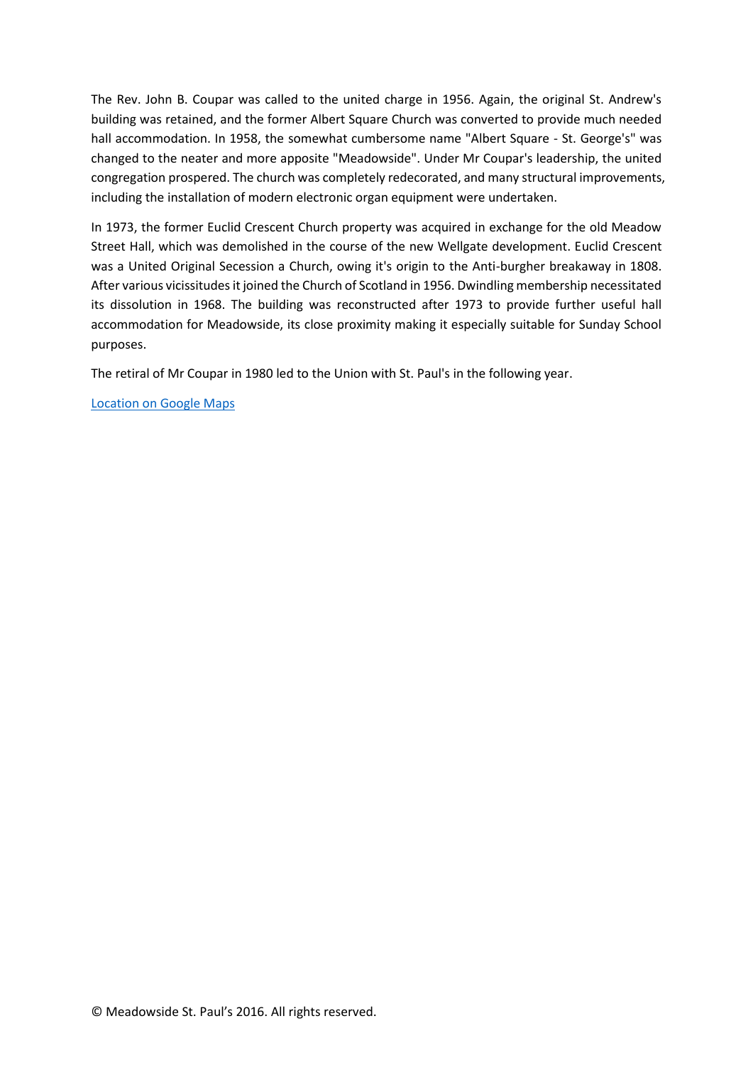The Rev. John B. Coupar was called to the united charge in 1956. Again, the original St. Andrew's building was retained, and the former Albert Square Church was converted to provide much needed hall accommodation. In 1958, the somewhat cumbersome name "Albert Square - St. George's" was changed to the neater and more apposite "Meadowside". Under Mr Coupar's leadership, the united congregation prospered. The church was completely redecorated, and many structural improvements, including the installation of modern electronic organ equipment were undertaken.

In 1973, the former Euclid Crescent Church property was acquired in exchange for the old Meadow Street Hall, which was demolished in the course of the new Wellgate development. Euclid Crescent was a United Original Secession a Church, owing it's origin to the Anti-burgher breakaway in 1808. After various vicissitudes it joined the Church of Scotland in 1956. Dwindling membership necessitated its dissolution in 1968. The building was reconstructed after 1973 to provide further useful hall accommodation for Meadowside, its close proximity making it especially suitable for Sunday School purposes.

The retiral of Mr Coupar in 1980 led to the Union with St. Paul's in the following year.

Location on Google Maps

© Meadowside St. Paul's 2016. All rights reserved.